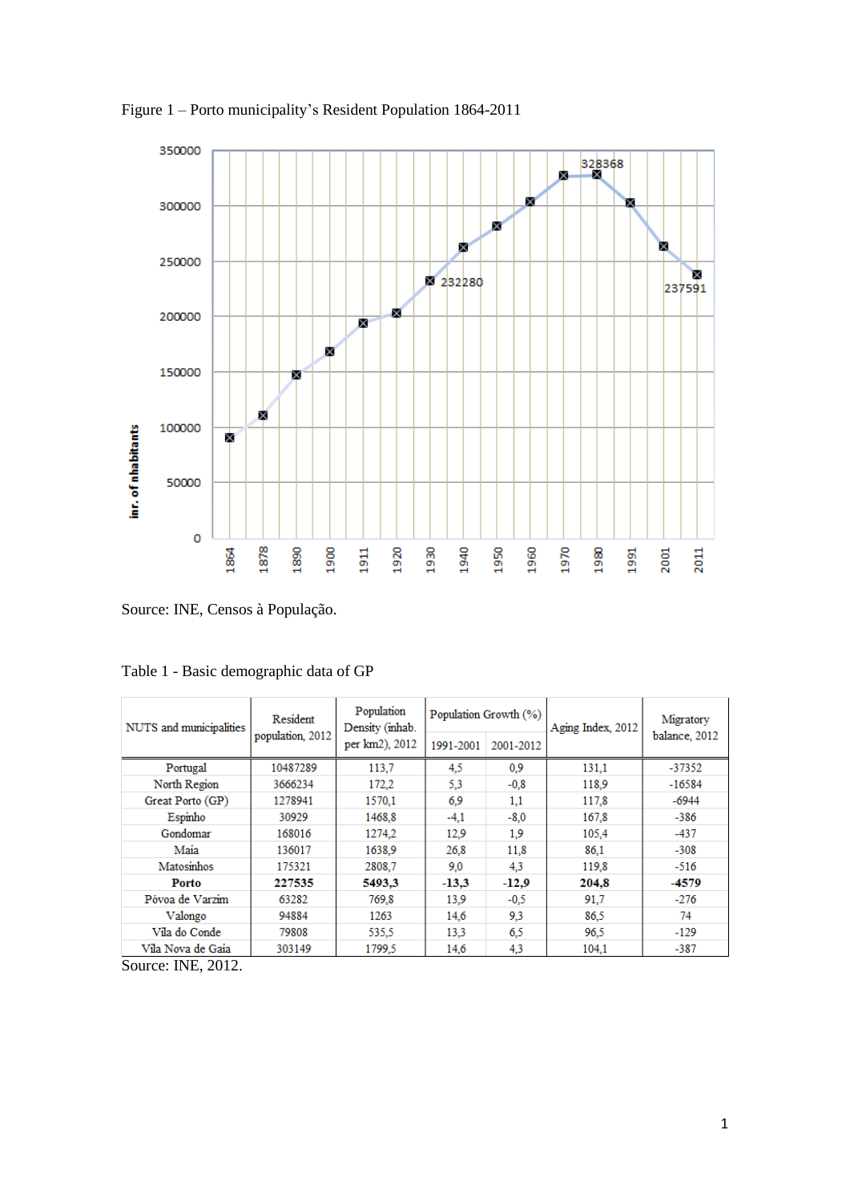Figure 1 – Porto municipality's Resident Population 1864-2011

Source: INE, Censos à População.

Table 1 - Basic demographic data of GP

| NUTS and municipalities | Resident population, 2012 | Population Density (inhab. per km2), 2012 | Population Growth (%) | | Aging Index, 2012 | Migratory balance, 2012 |
|---|---|---|---|---|---|---|
| | | | 1991-2001 | 2001-2012 | | |
| Portugal | 10487289 | 113,7 | 4,5 | 0,9 | 131,1 | -37352 |
| North Region | 3666234 | 172,2 | 5,3 | -0,8 | 118,9 | -16584 |
| Great Porto (GP) | 1278941 | 1570,1 | 6,9 | 1,1 | 117,8 | -6944 |
| Espinho | 30929 | 1468,8 | -4,1 | -8,0 | 167,8 | -386 |
| Gondomar | 168016 | 1274,2 | 12,9 | 1,9 | 105,4 | -437 |
| Maia | 136017 | 1638,9 | 26,8 | 11,8 | 86,1 | -308 |
| Matosinhos | 175321 | 2808,7 | 9,0 | 4,3 | 119,8 | -516 |
| **Porto** | **227535** | **5493,3** | **-13,3** | **-12,9** | **204,8** | **-4579** |
| Póvoa de Varzim | 63282 | 769,8 | 13,9 | -0,5 | 91,7 | -276 |
| Valongo | 94884 | 1263 | 14,6 | 9,3 | 86,5 | 74 |
| Vila do Conde | 79808 | 535,5 | 13,3 | 6,5 | 96,5 | -129 |
| Vila Nova de Gaia | 303149 | 1799,5 | 14,6 | 4,3 | 104,1 | -387 |

Source: INE, 2012.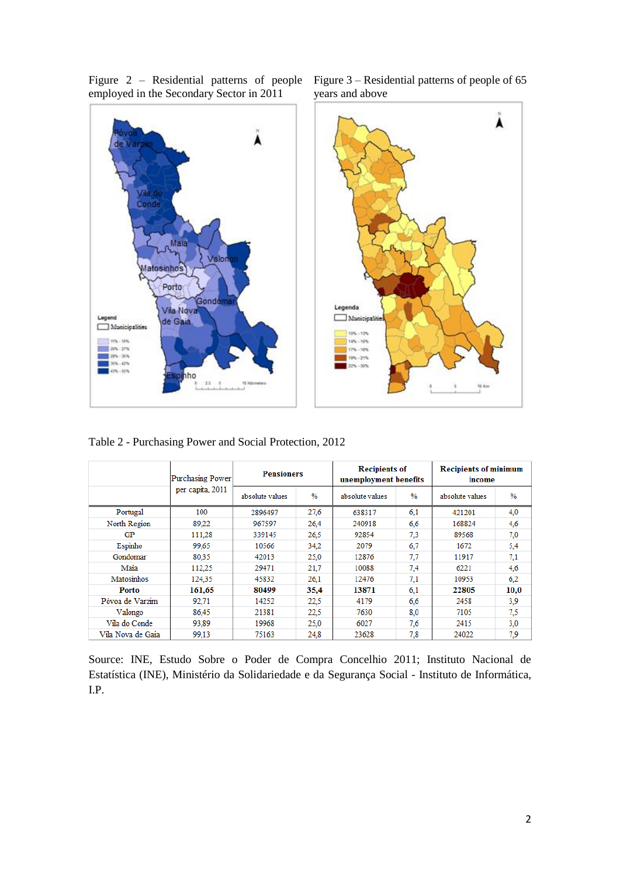Figure 2 – Residential patterns of people employed in the Secondary Sector in 2011

Figure 3 – Residential patterns of people of 65 years and above

Table 2 - Purchasing Power and Social Protection, 2012

| | Purchasing Power per capita, 2011 | Pensioners | | Recipients of unemployment benefits | | Recipients of minimum income | |
|---|---|---|---|---|---|---|---|
| | | absolute values | % | absolute values | % | absolute values | % |
| Portugal | 100 | 2896497 | 27,6 | 638317 | 6,1 | 421201 | 4,0 |
| North Region | 89,22 | 967597 | 26,4 | 240918 | 6,6 | 168824 | 4,6 |
| GP | 111,28 | 339145 | 26,5 | 92854 | 7,3 | 89568 | 7,0 |
| Espinho | 99,65 | 10566 | 34,2 | 2079 | 6,7 | 1672 | 5,4 |
| Gondomar | 80,35 | 42013 | 25,0 | 12876 | 7,7 | 11917 | 7,1 |
| Maia | 112,25 | 29471 | 21,7 | 10088 | 7,4 | 6221 | 4,6 |
| Matosinhos | 124,35 | 45832 | 26,1 | 12476 | 7,1 | 10953 | 6,2 |
| **Porto** | **161,65** | **80499** | **35,4** | **13871** | **6,1** | **22805** | **10,0** |
| Póvoa de Varzim | 92,71 | 14252 | 22,5 | 4179 | 6,6 | 2458 | 3,9 |
| Valongo | 86,45 | 21381 | 22,5 | 7630 | 8,0 | 7105 | 7,5 |
| Vila do Conde | 93,89 | 19968 | 25,0 | 6027 | 7,6 | 2415 | 3,0 |
| Vila Nova de Gaia | 99,13 | 75163 | 24,8 | 23628 | 7,8 | 24022 | 7,9 |

Source: INE, Estudo Sobre o Poder de Compra Concelhio 2011; Instituto Nacional de Estatística (INE), Ministério da Solidariedade e da Segurança Social - Instituto de Informática, I.P.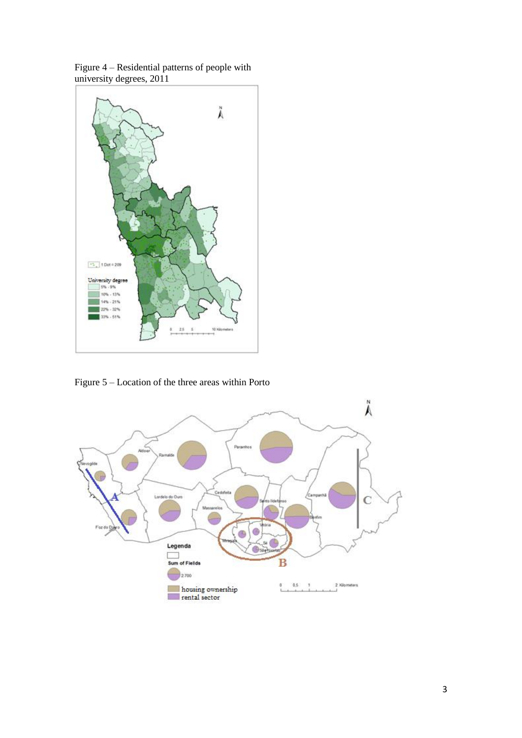Figure 4 – Residential patterns of people with university degrees, 2011

Figure 5 – Location of the three areas within Porto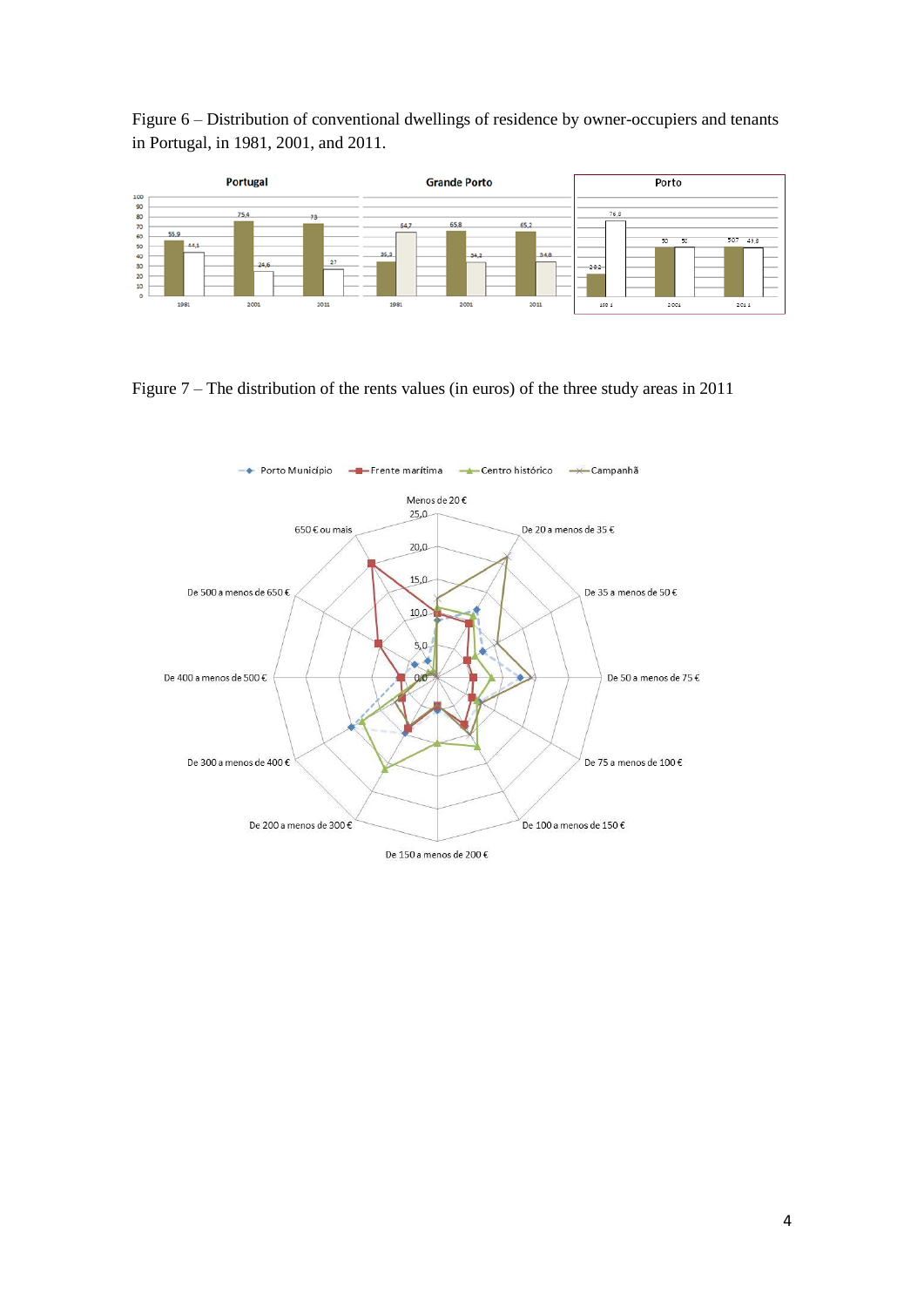Figure 6 – Distribution of conventional dwellings of residence by owner-occupiers and tenants in Portugal, in 1981, 2001, and 2011.

Figure 7 – The distribution of the rents values (in euros) of the three study areas in 2011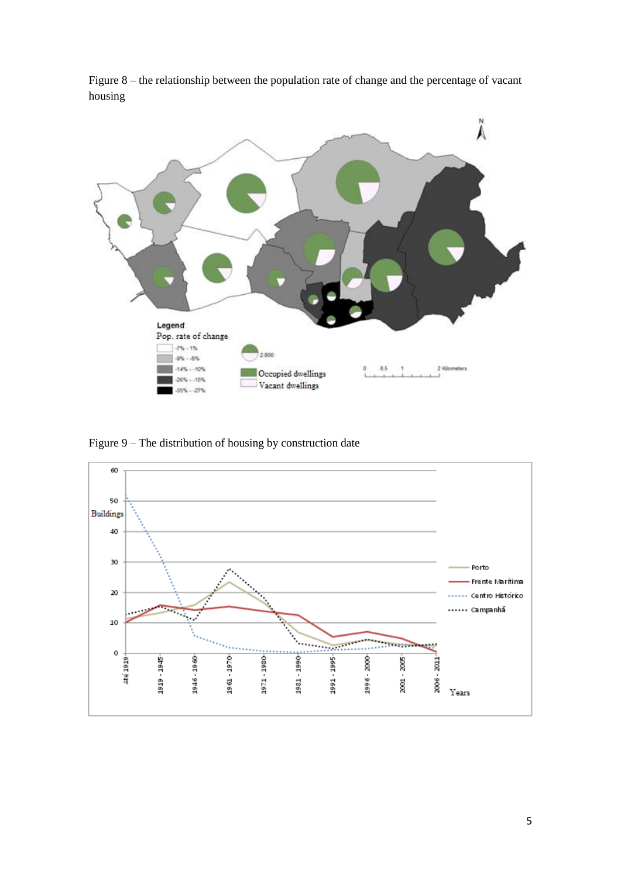Figure 8 – the relationship between the population rate of change and the percentage of vacant housing

Figure 9 – The distribution of housing by construction date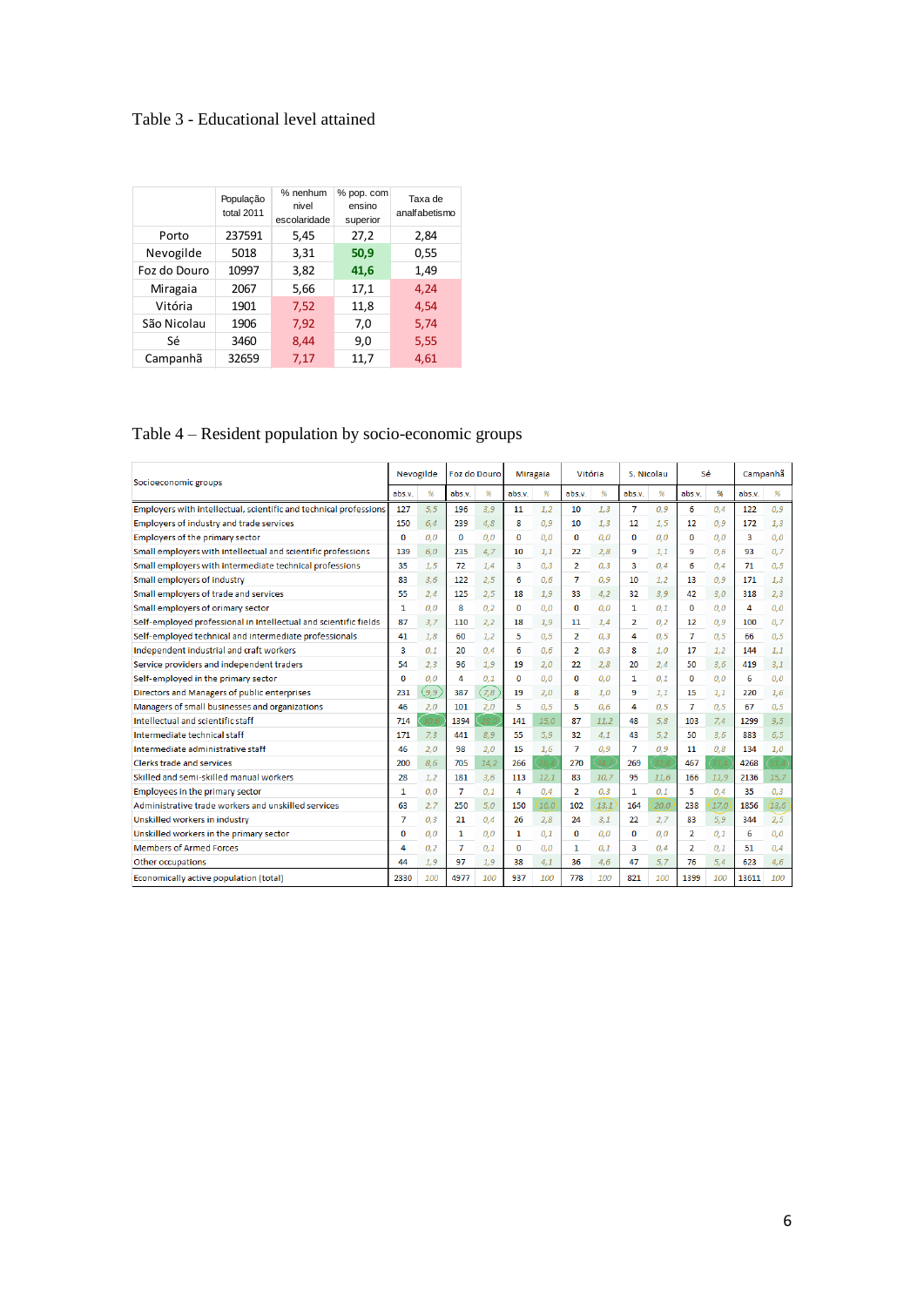Table 3 - Educational level attained

| | População total 2011 | % nenhum nivel escolaridade | % pop. com ensino superior | Taxa de analfabetismo |
|---|---|---|---|---|
| Porto | 237591 | 5,45 | 27,2 | 2,84 |
| Nevogilde | 5018 | 3,31 | 50,9 | 0,55 |
| Foz do Douro | 10997 | 3,82 | 41,6 | 1,49 |
| Miragaia | 2067 | 5,66 | 17,1 | 4,24 |
| Vitória | 1901 | 7,52 | 11,8 | 4,54 |
| São Nicolau | 1906 | 7,92 | 7,0 | 5,74 |
| Sé | 3460 | 8,44 | 9,0 | 5,55 |
| Campanhã | 32659 | 7,17 | 11,7 | 4,61 |

Table 4 – Resident population by socio-economic groups

| Socioeconomic groups | Nevogilde | | Foz do Douro | | Miragaia | | Vitória | | S. Nicolau | | Sé | | Campanhã | |
|---|---|---|---|---|---|---|---|---|---|---|---|---|---|---|
| | abs.v. | % | abs.v. | % | abs.v. | % | abs.v. | % | abs.v. | % | abs.v. | % | abs.v. | % |
| Employers with intellectual, scientific and technical professions | 127 | 5,5 | 196 | 3,9 | 11 | 1,2 | 10 | 1,3 | 7 | 0,9 | 6 | 0,4 | 122 | 0,9 |
| Employers of industry and trade services | 150 | 6,4 | 239 | 4,8 | 8 | 0,9 | 10 | 1,3 | 12 | 1,5 | 12 | 0,9 | 172 | 1,3 |
| Employers of the primary sector | 0 | 0,0 | 0 | 0,0 | 0 | 0,0 | 0 | 0,0 | 0 | 0,0 | 0 | 0,0 | 3 | 0,0 |
| Small employers with intellectual and scientific professions | 139 | 6,0 | 235 | 4,7 | 10 | 1,1 | 22 | 2,8 | 9 | 1,1 | 9 | 0,6 | 93 | 0,7 |
| Small employers with intermediate technical professions | 35 | 1,5 | 72 | 1,4 | 3 | 0,3 | 2 | 0,3 | 3 | 0,4 | 6 | 0,4 | 71 | 0,5 |
| Small employers of industry | 83 | 3,6 | 122 | 2,5 | 6 | 0,6 | 7 | 0,9 | 10 | 1,2 | 13 | 0,9 | 171 | 1,3 |
| Small employers of trade and services | 55 | 2,4 | 125 | 2,5 | 18 | 1,9 | 33 | 4,2 | 32 | 3,9 | 42 | 3,0 | 318 | 2,3 |
| Small employers of primary sector | 1 | 0,0 | 8 | 0,2 | 0 | 0,0 | 0 | 0,0 | 1 | 0,1 | 0 | 0,0 | 4 | 0,0 |
| Self-employed professional in intellectual and scientific fields | 87 | 3,7 | 110 | 2,2 | 18 | 1,9 | 11 | 1,4 | 2 | 0,2 | 12 | 0,9 | 100 | 0,7 |
| Self-employed technical and intermediate professionals | 41 | 1,8 | 60 | 1,2 | 5 | 0,5 | 2 | 0,3 | 4 | 0,5 | 7 | 0,5 | 66 | 0,5 |
| Independent industrial and craft workers | 3 | 0,1 | 20 | 0,4 | 6 | 0,6 | 2 | 0,3 | 8 | 1,0 | 17 | 1,2 | 144 | 1,1 |
| Service providers and independent traders | 54 | 2,3 | 96 | 1,9 | 19 | 2,0 | 22 | 2,8 | 20 | 2,4 | 50 | 3,6 | 419 | 3,1 |
| Self-employed in the primary sector | 0 | 0,0 | 4 | 0,1 | 0 | 0,0 | 0 | 0,0 | 1 | 0,1 | 0 | 0,0 | 6 | 0,0 |
| Directors and Managers of public enterprises | 231 | 9,9 | 387 | 7,8 | 19 | 2,0 | 8 | 1,0 | 9 | 1,1 | 15 | 1,1 | 220 | 1,6 |
| Managers of small businesses and organizations | 46 | 2,0 | 101 | 2,0 | 5 | 0,5 | 5 | 0,6 | 4 | 0,5 | 7 | 0,5 | 67 | 0,5 |
| Intellectual and scientific staff | 714 | 30,6 | 1394 | 28,0 | 141 | 15,0 | 87 | 11,2 | 48 | 5,8 | 103 | 7,4 | 1299 | 9,5 |
| Intermediate technical staff | 171 | 7,3 | 441 | 8,9 | 55 | 5,9 | 32 | 4,1 | 43 | 5,2 | 50 | 3,6 | 883 | 6,5 |
| Intermediate administrative staff | 46 | 2,0 | 98 | 2,0 | 15 | 1,6 | 7 | 0,9 | 7 | 0,9 | 11 | 0,8 | 134 | 1,0 |
| Clerks trade and services | 200 | 8,6 | 705 | 14,2 | 266 | 28,4 | 270 | 34,7 | 269 | 32,8 | 467 | 33,4 | 4268 | 31,4 |
| Skilled and semi-skilled manual workers | 28 | 1,2 | 181 | 3,6 | 113 | 12,1 | 83 | 10,7 | 95 | 11,6 | 166 | 11,9 | 2136 | 15,7 |
| Employees in the primary sector | 1 | 0,0 | 7 | 0,1 | 4 | 0,4 | 2 | 0,3 | 1 | 0,1 | 5 | 0,4 | 35 | 0,3 |
| Administrative trade workers and unskilled services | 63 | 2,7 | 250 | 5,0 | 150 | 16,0 | 102 | 13,1 | 164 | 20,0 | 238 | 17,0 | 1856 | 13,6 |
| Unskilled workers in industry | 7 | 0,3 | 21 | 0,4 | 26 | 2,8 | 24 | 3,1 | 22 | 2,7 | 83 | 5,9 | 344 | 2,5 |
| Unskilled workers in the primary sector | 0 | 0,0 | 1 | 0,0 | 1 | 0,1 | 0 | 0,0 | 0 | 0,0 | 2 | 0,1 | 6 | 0,0 |
| Members of Armed Forces | 4 | 0,2 | 7 | 0,1 | 0 | 0,0 | 1 | 0,1 | 3 | 0,4 | 2 | 0,1 | 51 | 0,4 |
| Other occupations | 44 | 1,9 | 97 | 1,9 | 38 | 4,1 | 36 | 4,6 | 47 | 5,7 | 76 | 5,4 | 623 | 4,6 |
| Economically active population (total) | 2330 | 100 | 4977 | 100 | 937 | 100 | 778 | 100 | 821 | 100 | 1399 | 100 | 13611 | 100 |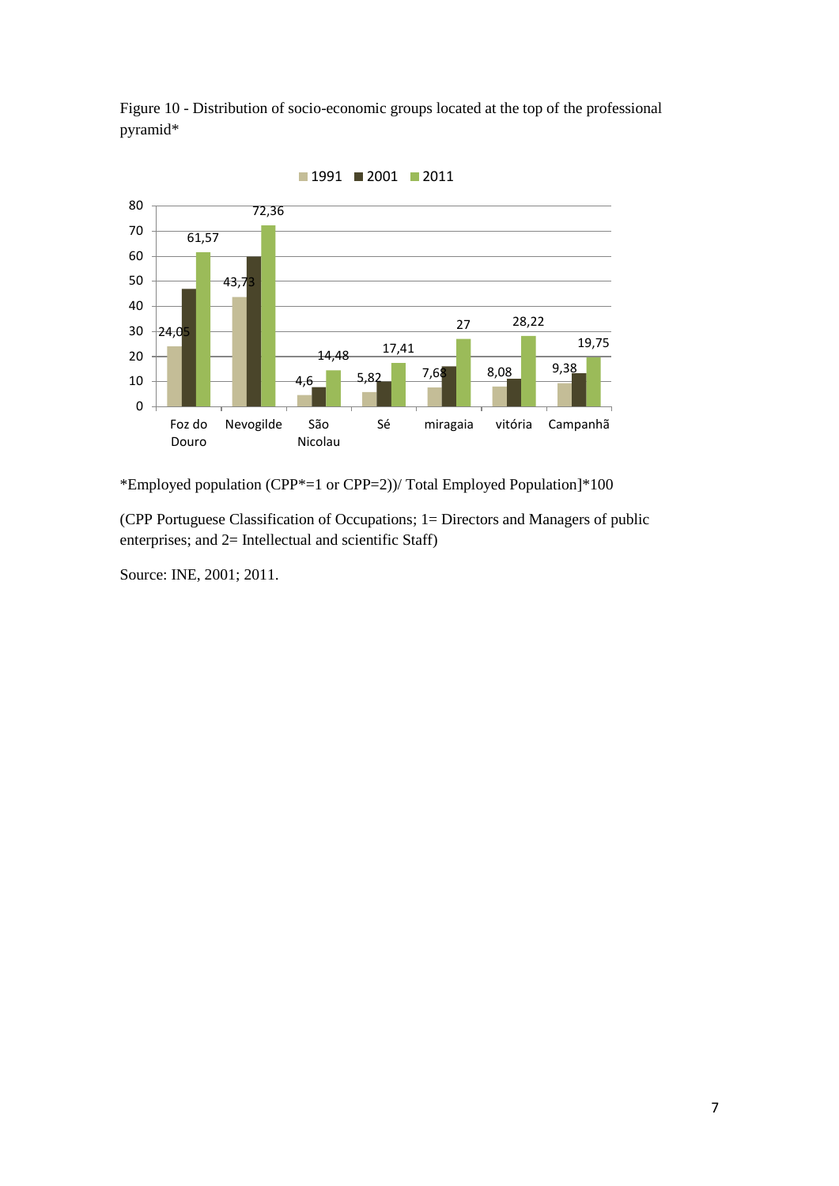Figure 10 - Distribution of socio-economic groups located at the top of the professional pyramid*

1991 2001 2011

80
70
60
50
40
30
20
10
0

24,05
61,57
43,73
72,36
4,6
14,48
5,82
17,41
7,68
27
8,08
28,22
9,38
19,75

Foz do Douro
Nevogilde
São Nicolau
Sé
miragaia
vitória
Campanhã

*Employed population (CPP*=1 or CPP=2))/ Total Employed Population]*100

(CPP Portuguese Classification of Occupations; 1= Directors and Managers of public enterprises; and 2= Intellectual and scientific Staff)

Source: INE, 2001; 2011.